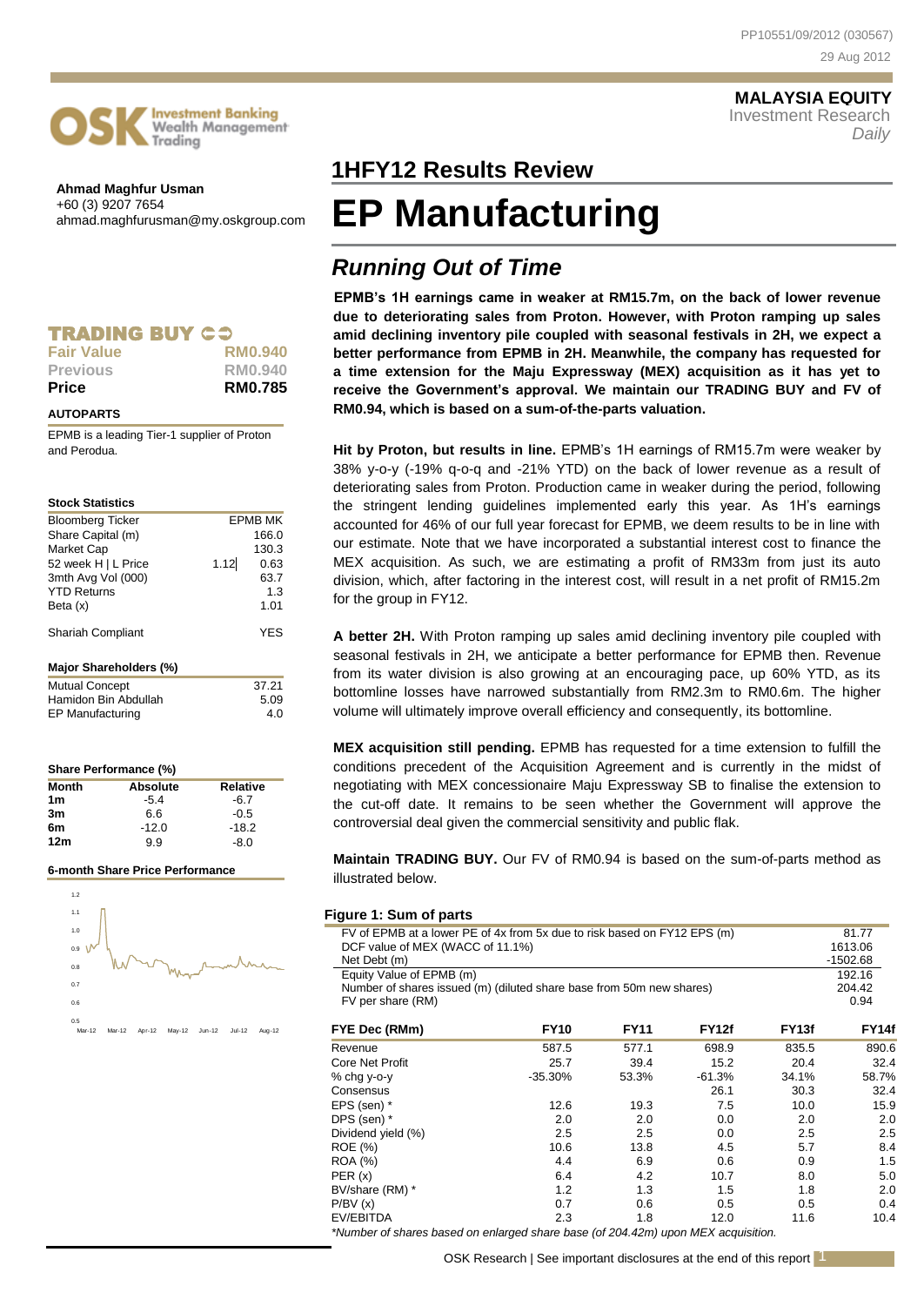PP10551/09/2012 (030567)

29 Aug 2012

**MALAYSIA EQUITY**
Investment Research
*Daily*

OSK Investment Banking Wealth Management Trading

**Ahmad Maghfur Usman**
+60 (3) 9207 7654
ahmad.maghfurusman@my.oskgroup.com

## 1HFY12 Results Review

# EP Manufacturing

## *Running Out of Time*

**EPMB's 1H earnings came in weaker at RM15.7m, on the back of lower revenue due to deteriorating sales from Proton. However, with Proton ramping up sales amid declining inventory pile coupled with seasonal festivals in 2H, we expect a better performance from EPMB in 2H. Meanwhile, the company has requested for a time extension for the Maju Expressway (MEX) acquisition as it has yet to receive the Government's approval. We maintain our TRADING BUY and FV of RM0.94, which is based on a sum-of-the-parts valuation.**

### TRADING BUY

| | |
|---|---|
| **Fair Value** | **RM0.940** |
| **Previous** | **RM0.940** |
| **Price** | **RM0.785** |

**AUTOPARTS**

EPMB is a leading Tier-1 supplier of Proton and Perodua.

**Stock Statistics**

| | | |
|---|---|---|
| Bloomberg Ticker | | EPMB MK |
| Share Capital (m) | | 166.0 |
| Market Cap | | 130.3 |
| 52 week H \| L Price | 1.12 | 0.63 |
| 3mth Avg Vol (000) | | 63.7 |
| YTD Returns | | 1.3 |
| Beta (x) | | 1.01 |
| Shariah Compliant | | YES |

**Major Shareholders (%)**

| | |
|---|---|
| Mutual Concept | 37.21 |
| Hamidon Bin Abdullah | 5.09 |
| EP Manufacturing | 4.0 |

**Share Performance (%)**

| Month | Absolute | Relative |
|---|---|---|
| 1m | -5.4 | -6.7 |
| 3m | 6.6 | -0.5 |
| 6m | -12.0 | -18.2 |
| 12m | 9.9 | -8.0 |

**6-month Share Price Performance**

**Hit by Proton, but results in line.** EPMB's 1H earnings of RM15.7m were weaker by 38% y-o-y (-19% q-o-q and -21% YTD) on the back of lower revenue as a result of deteriorating sales from Proton. Production came in weaker during the period, following the stringent lending guidelines implemented early this year. As 1H's earnings accounted for 46% of our full year forecast for EPMB, we deem results to be in line with our estimate. Note that we have incorporated a substantial interest cost to finance the MEX acquisition. As such, we are estimating a profit of RM33m from just its auto division, which, after factoring in the interest cost, will result in a net profit of RM15.2m for the group in FY12.

**A better 2H.** With Proton ramping up sales amid declining inventory pile coupled with seasonal festivals in 2H, we anticipate a better performance for EPMB then. Revenue from its water division is also growing at an encouraging pace, up 60% YTD, as its bottomline losses have narrowed substantially from RM2.3m to RM0.6m. The higher volume will ultimately improve overall efficiency and consequently, its bottomline.

**MEX acquisition still pending.** EPMB has requested for a time extension to fulfill the conditions precedent of the Acquisition Agreement and is currently in the midst of negotiating with MEX concessionaire Maju Expressway SB to finalise the extension to the cut-off date. It remains to be seen whether the Government will approve the controversial deal given the commercial sensitivity and public flak.

**Maintain TRADING BUY.** Our FV of RM0.94 is based on the sum-of-parts method as illustrated below.

**Figure 1: Sum of parts**

| | |
|---|---|
| FV of EPMB at a lower PE of 4x from 5x due to risk based on FY12 EPS (m) | 81.77 |
| DCF value of MEX (WACC of 11.1%) | 1613.06 |
| Net Debt (m) | -1502.68 |
| Equity Value of EPMB (m) | 192.16 |
| Number of shares issued (m) (diluted share base from 50m new shares) | 204.42 |
| FV per share (RM) | 0.94 |

| FYE Dec (RMm) | FY10 | FY11 | FY12f | FY13f | FY14f |
|---|---|---|---|---|---|
| Revenue | 587.5 | 577.1 | 698.9 | 835.5 | 890.6 |
| Core Net Profit | 25.7 | 39.4 | 15.2 | 20.4 | 32.4 |
| % chg y-o-y | -35.30% | 53.3% | -61.3% | 34.1% | 58.7% |
| Consensus | | | 26.1 | 30.3 | 32.4 |
| EPS (sen) * | 12.6 | 19.3 | 7.5 | 10.0 | 15.9 |
| DPS (sen) * | 2.0 | 2.0 | 0.0 | 2.0 | 2.0 |
| Dividend yield (%) | 2.5 | 2.5 | 0.0 | 2.5 | 2.5 |
| ROE (%) | 10.6 | 13.8 | 4.5 | 5.7 | 8.4 |
| ROA (%) | 4.4 | 6.9 | 0.6 | 0.9 | 1.5 |
| PER (x) | 6.4 | 4.2 | 10.7 | 8.0 | 5.0 |
| BV/share (RM) * | 1.2 | 1.3 | 1.5 | 1.8 | 2.0 |
| P/BV (x) | 0.7 | 0.6 | 0.5 | 0.5 | 0.4 |
| EV/EBITDA | 2.3 | 1.8 | 12.0 | 11.6 | 10.4 |

*\*Number of shares based on enlarged share base (of 204.42m) upon MEX acquisition.*

OSK Research | See important disclosures at the end of this report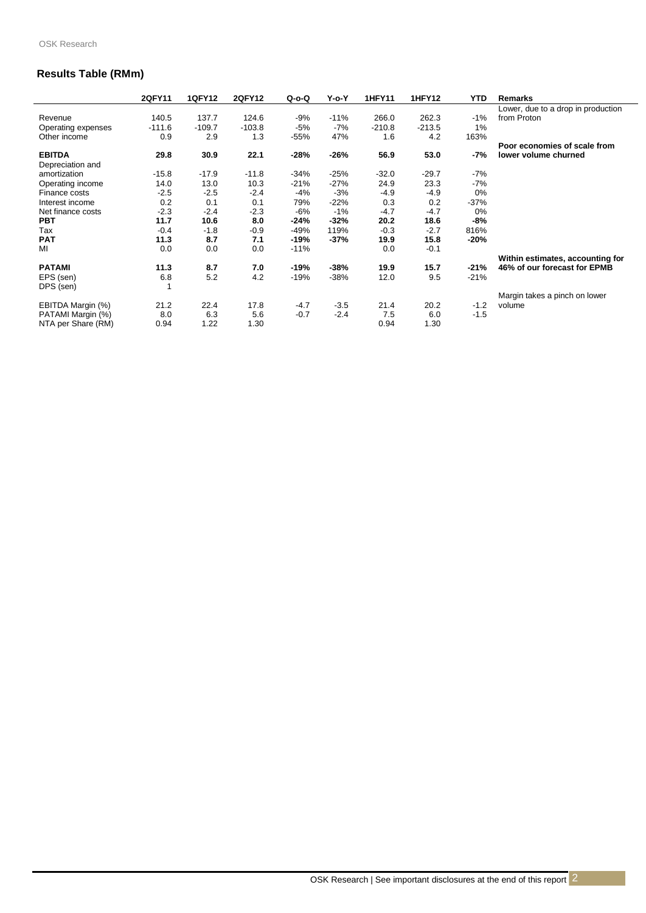## Results Table (RMm)

| | 2QFY11 | 1QFY12 | 2QFY12 | Q-o-Q | Y-o-Y | 1HFY11 | 1HFY12 | YTD | Remarks |
|---|---|---|---|---|---|---|---|---|---|
| Revenue | 140.5 | 137.7 | 124.6 | -9% | -11% | 266.0 | 262.3 | -1% | Lower, due to a drop in production from Proton |
| Operating expenses | -111.6 | -109.7 | -103.8 | -5% | -7% | -210.8 | -213.5 | 1% | |
| Other income | 0.9 | 2.9 | 1.3 | -55% | 47% | 1.6 | 4.2 | 163% | |
| **EBITDA** | **29.8** | **30.9** | **22.1** | **-28%** | **-26%** | **56.9** | **53.0** | **-7%** | **Poor economies of scale from lower volume churned** |
| Depreciation and amortization | -15.8 | -17.9 | -11.8 | -34% | -25% | -32.0 | -29.7 | -7% | |
| Operating income | 14.0 | 13.0 | 10.3 | -21% | -27% | 24.9 | 23.3 | -7% | |
| Finance costs | -2.5 | -2.5 | -2.4 | -4% | -3% | -4.9 | -4.9 | 0% | |
| Interest income | 0.2 | 0.1 | 0.1 | 79% | -22% | 0.3 | 0.2 | -37% | |
| Net finance costs | -2.3 | -2.4 | -2.3 | -6% | -1% | -4.7 | -4.7 | 0% | |
| **PBT** | **11.7** | **10.6** | **8.0** | **-24%** | **-32%** | **20.2** | **18.6** | **-8%** | |
| Tax | -0.4 | -1.8 | -0.9 | -49% | 119% | -0.3 | -2.7 | 816% | |
| **PAT** | **11.3** | **8.7** | **7.1** | **-19%** | **-37%** | **19.9** | **15.8** | **-20%** | |
| MI | 0.0 | 0.0 | 0.0 | -11% | | 0.0 | -0.1 | | |
| **PATAMI** | **11.3** | **8.7** | **7.0** | **-19%** | **-38%** | **19.9** | **15.7** | **-21%** | **Within estimates, accounting for 46% of our forecast for EPMB** |
| EPS (sen) | 6.8 | 5.2 | 4.2 | -19% | -38% | 12.0 | 9.5 | -21% | |
| DPS (sen) | 1 | | | | | | | | |
| EBITDA Margin (%) | 21.2 | 22.4 | 17.8 | -4.7 | -3.5 | 21.4 | 20.2 | -1.2 | Margin takes a pinch on lower volume |
| PATAMI Margin (%) | 8.0 | 6.3 | 5.6 | -0.7 | -2.4 | 7.5 | 6.0 | -1.5 | |
| NTA per Share (RM) | 0.94 | 1.22 | 1.30 | | | 0.94 | 1.30 | | |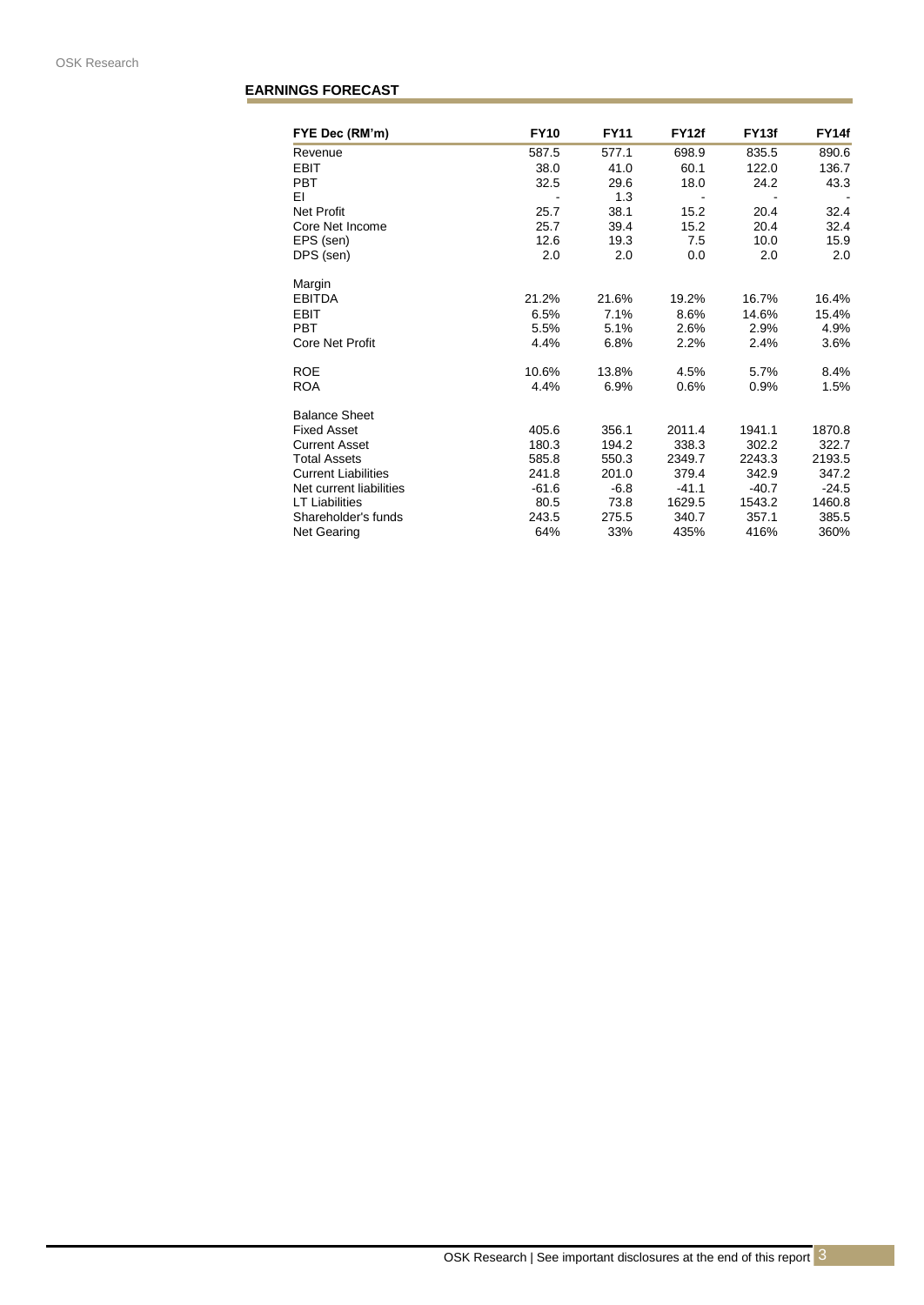## EARNINGS FORECAST

| FYE Dec (RM'm) | FY10 | FY11 | FY12f | FY13f | FY14f |
|---|---|---|---|---|---|
| Revenue | 587.5 | 577.1 | 698.9 | 835.5 | 890.6 |
| EBIT | 38.0 | 41.0 | 60.1 | 122.0 | 136.7 |
| PBT | 32.5 | 29.6 | 18.0 | 24.2 | 43.3 |
| EI | - | 1.3 | - | - | - |
| Net Profit | 25.7 | 38.1 | 15.2 | 20.4 | 32.4 |
| Core Net Income | 25.7 | 39.4 | 15.2 | 20.4 | 32.4 |
| EPS (sen) | 12.6 | 19.3 | 7.5 | 10.0 | 15.9 |
| DPS (sen) | 2.0 | 2.0 | 0.0 | 2.0 | 2.0 |
| | | | | | |
| Margin | | | | | |
| EBITDA | 21.2% | 21.6% | 19.2% | 16.7% | 16.4% |
| EBIT | 6.5% | 7.1% | 8.6% | 14.6% | 15.4% |
| PBT | 5.5% | 5.1% | 2.6% | 2.9% | 4.9% |
| Core Net Profit | 4.4% | 6.8% | 2.2% | 2.4% | 3.6% |
| | | | | | |
| ROE | 10.6% | 13.8% | 4.5% | 5.7% | 8.4% |
| ROA | 4.4% | 6.9% | 0.6% | 0.9% | 1.5% |
| | | | | | |
| Balance Sheet | | | | | |
| Fixed Asset | 405.6 | 356.1 | 2011.4 | 1941.1 | 1870.8 |
| Current Asset | 180.3 | 194.2 | 338.3 | 302.2 | 322.7 |
| Total Assets | 585.8 | 550.3 | 2349.7 | 2243.3 | 2193.5 |
| Current Liabilities | 241.8 | 201.0 | 379.4 | 342.9 | 347.2 |
| Net current liabilities | -61.6 | -6.8 | -41.1 | -40.7 | -24.5 |
| LT Liabilities | 80.5 | 73.8 | 1629.5 | 1543.2 | 1460.8 |
| Shareholder's funds | 243.5 | 275.5 | 340.7 | 357.1 | 385.5 |
| Net Gearing | 64% | 33% | 435% | 416% | 360% |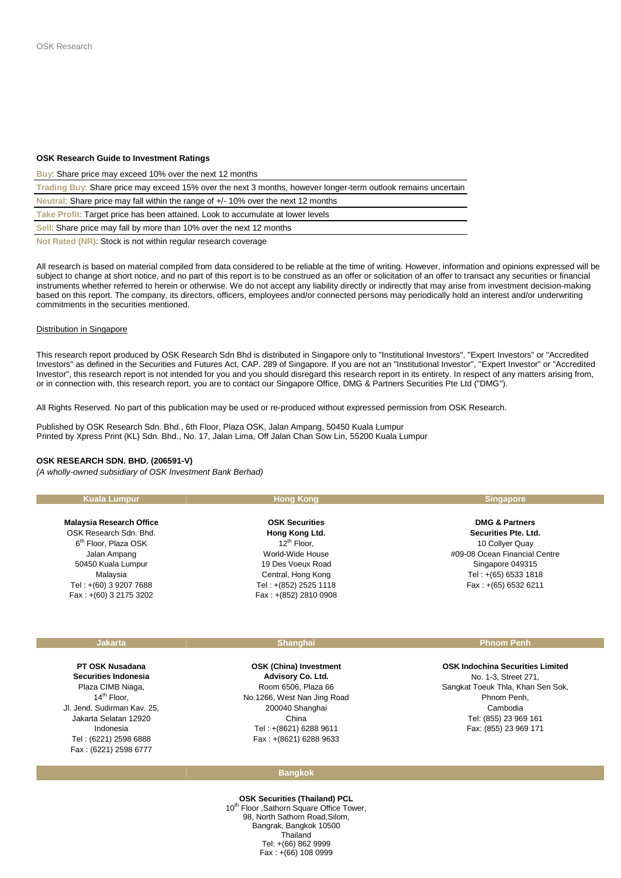**OSK Research Guide to Investment Ratings**

**Buy**: Share price may exceed 10% over the next 12 months

**Trading Buy**: Share price may exceed 15% over the next 3 months, however longer-term outlook remains uncertain

**Neutral**: Share price may fall within the range of +/- 10% over the next 12 months

**Take Profit**: Target price has been attained. Look to accumulate at lower levels

**Sell**: Share price may fall by more than 10% over the next 12 months

**Not Rated (NR)**: Stock is not within regular research coverage

All research is based on material compiled from data considered to be reliable at the time of writing. However, information and opinions expressed will be subject to change at short notice, and no part of this report is to be construed as an offer or solicitation of an offer to transact any securities or financial instruments whether referred to herein or otherwise. We do not accept any liability directly or indirectly that may arise from investment decision-making based on this report. The company, its directors, officers, employees and/or connected persons may periodically hold an interest and/or underwriting commitments in the securities mentioned.

Distribution in Singapore

This research report produced by OSK Research Sdn Bhd is distributed in Singapore only to "Institutional Investors", "Expert Investors" or "Accredited Investors" as defined in the Securities and Futures Act, CAP. 289 of Singapore. If you are not an "Institutional Investor", "Expert Investor" or "Accredited Investor", this research report is not intended for you and you should disregard this research report in its entirety. In respect of any matters arising from, or in connection with, this research report, you are to contact our Singapore Office, DMG & Partners Securities Pte Ltd ("DMG").

All Rights Reserved. No part of this publication may be used or re-produced without expressed permission from OSK Research.

Published by OSK Research Sdn. Bhd., 6th Floor, Plaza OSK, Jalan Ampang, 50450 Kuala Lumpur
Printed by Xpress Print (KL) Sdn. Bhd., No. 17, Jalan Lima, Off Jalan Chan Sow Lin, 55200 Kuala Lumpur

**OSK RESEARCH SDN. BHD. (206591-V)**
*(A wholly-owned subsidiary of OSK Investment Bank Berhad)*

**Kuala Lumpur**

**Malaysia Research Office**
OSK Research Sdn. Bhd.
6th Floor, Plaza OSK
Jalan Ampang
50450 Kuala Lumpur
Malaysia
Tel : +(60) 3 9207 7688
Fax : +(60) 3 2175 3202

**Hong Kong**

**OSK Securities Hong Kong Ltd.**
12th Floor,
World-Wide House
19 Des Voeux Road
Central, Hong Kong
Tel : +(852) 2525 1118
Fax : +(852) 2810 0908

**Singapore**

**DMG & Partners Securities Pte. Ltd.**
10 Collyer Quay
#09-08 Ocean Financial Centre
Singapore 049315
Tel : +(65) 6533 1818
Fax : +(65) 6532 6211

**Jakarta**

**PT OSK Nusadana Securities Indonesia**
Plaza CIMB Niaga,
14th Floor,
Jl. Jend. Sudirman Kav. 25,
Jakarta Selatan 12920
Indonesia
Tel : (6221) 2598 6888
Fax : (6221) 2598 6777

**Shanghai**

**OSK (China) Investment Advisory Co. Ltd.**
Room 6506, Plaza 66
No.1266, West Nan Jing Road
200040 Shanghai
China
Tel : +(8621) 6288 9611
Fax : +(8621) 6288 9633

**Phnom Penh**

**OSK Indochina Securities Limited**
No. 1-3, Street 271,
Sangkat Toeuk Thla, Khan Sen Sok,
Phnom Penh,
Cambodia
Tel: (855) 23 969 161
Fax: (855) 23 969 171

**Bangkok**

**OSK Securities (Thailand) PCL**
10th Floor ,Sathorn Square Office Tower,
98, North Sathorn Road,Silom,
Bangrak, Bangkok 10500
Thailand
Tel: +(66) 862 9999
Fax : +(66) 108 0999